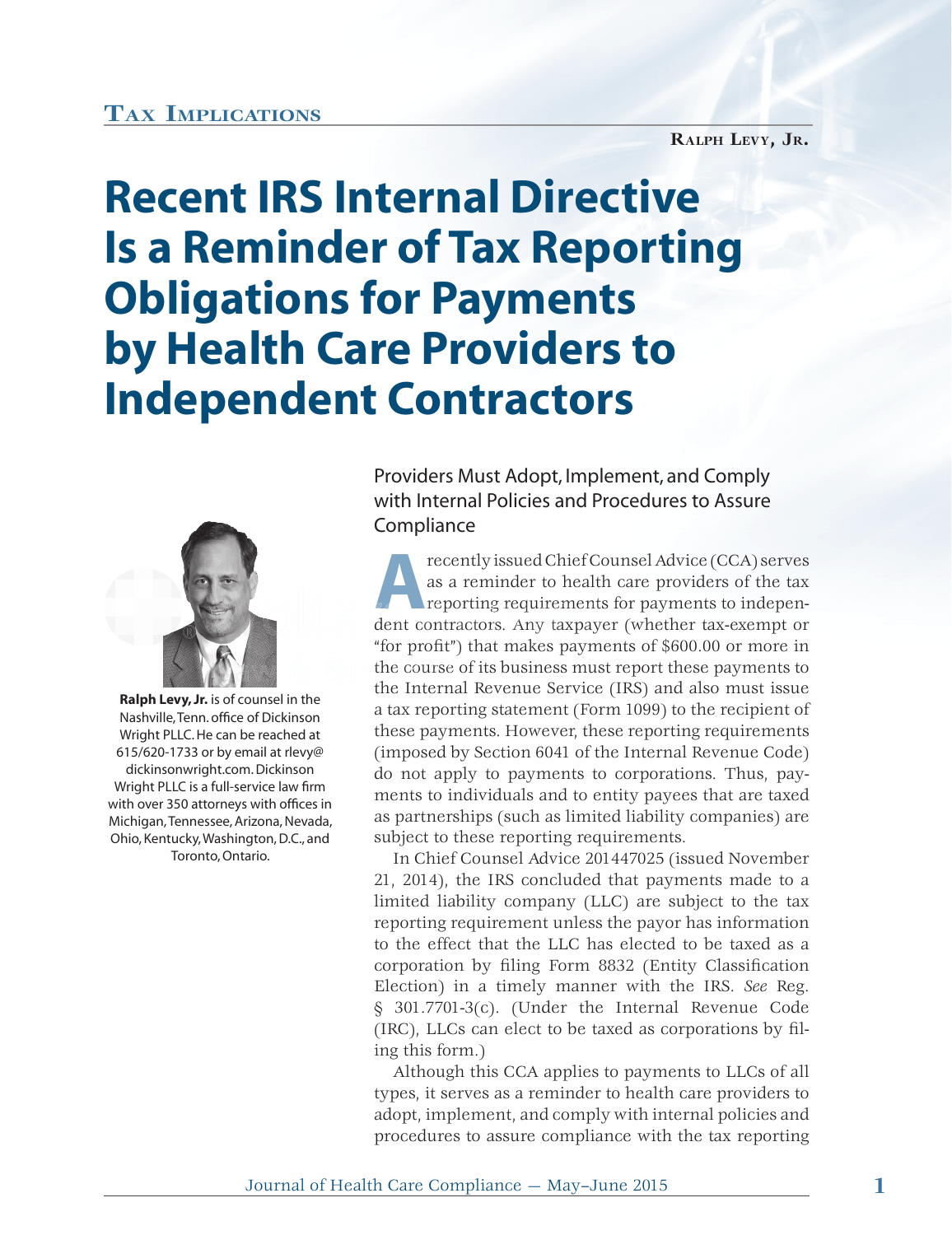Tax Implications

Ralph Levy, Jr.

# Recent IRS Internal Directive Is a Reminder of Tax Reporting Obligations for Payments by Health Care Providers to Independent Contractors

**Ralph Levy, Jr.** is of counsel in the Nashville, Tenn. office of Dickinson Wright PLLC. He can be reached at 615/620-1733 or by email at rlevy@dickinsonwright.com. Dickinson Wright PLLC is a full-service law firm with over 350 attorneys with offices in Michigan, Tennessee, Arizona, Nevada, Ohio, Kentucky, Washington, D.C., and Toronto, Ontario.

## Providers Must Adopt, Implement, and Comply with Internal Policies and Procedures to Assure Compliance

A recently issued Chief Counsel Advice (CCA) serves as a reminder to health care providers of the tax reporting requirements for payments to independent contractors. Any taxpayer (whether tax-exempt or "for profit") that makes payments of $600.00 or more in the course of its business must report these payments to the Internal Revenue Service (IRS) and also must issue a tax reporting statement (Form 1099) to the recipient of these payments. However, these reporting requirements (imposed by Section 6041 of the Internal Revenue Code) do not apply to payments to corporations. Thus, payments to individuals and to entity payees that are taxed as partnerships (such as limited liability companies) are subject to these reporting requirements.

In Chief Counsel Advice 201447025 (issued November 21, 2014), the IRS concluded that payments made to a limited liability company (LLC) are subject to the tax reporting requirement unless the payor has information to the effect that the LLC has elected to be taxed as a corporation by filing Form 8832 (Entity Classification Election) in a timely manner with the IRS. *See* Reg. § 301.7701-3(c). (Under the Internal Revenue Code (IRC), LLCs can elect to be taxed as corporations by filing this form.)

Although this CCA applies to payments to LLCs of all types, it serves as a reminder to health care providers to adopt, implement, and comply with internal policies and procedures to assure compliance with the tax reporting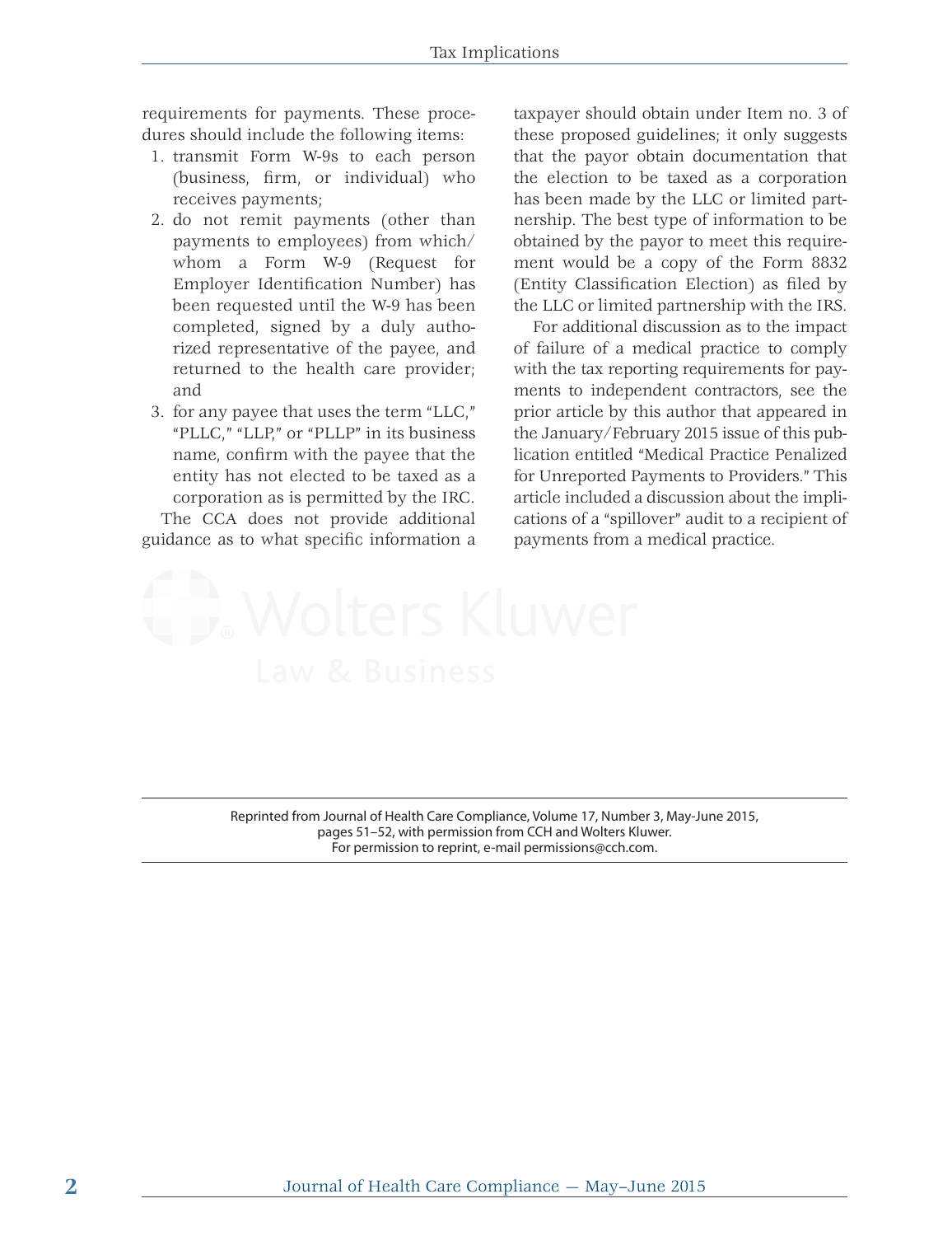requirements for payments. These procedures should include the following items:

1. transmit Form W-9s to each person (business, firm, or individual) who receives payments;
2. do not remit payments (other than payments to employees) from which/whom a Form W-9 (Request for Employer Identification Number) has been requested until the W-9 has been completed, signed by a duly authorized representative of the payee, and returned to the health care provider; and
3. for any payee that uses the term "LLC," "PLLC," "LLP," or "PLLP" in its business name, confirm with the payee that the entity has not elected to be taxed as a corporation as is permitted by the IRC.

The CCA does not provide additional guidance as to what specific information a taxpayer should obtain under Item no. 3 of these proposed guidelines; it only suggests that the payor obtain documentation that the election to be taxed as a corporation has been made by the LLC or limited partnership. The best type of information to be obtained by the payor to meet this requirement would be a copy of the Form 8832 (Entity Classification Election) as filed by the LLC or limited partnership with the IRS.

For additional discussion as to the impact of failure of a medical practice to comply with the tax reporting requirements for payments to independent contractors, see the prior article by this author that appeared in the January/February 2015 issue of this publication entitled "Medical Practice Penalized for Unreported Payments to Providers." This article included a discussion about the implications of a "spillover" audit to a recipient of payments from a medical practice.

---

Reprinted from Journal of Health Care Compliance, Volume 17, Number 3, May-June 2015, pages 51–52, with permission from CCH and Wolters Kluwer.
For permission to reprint, e-mail permissions@cch.com.